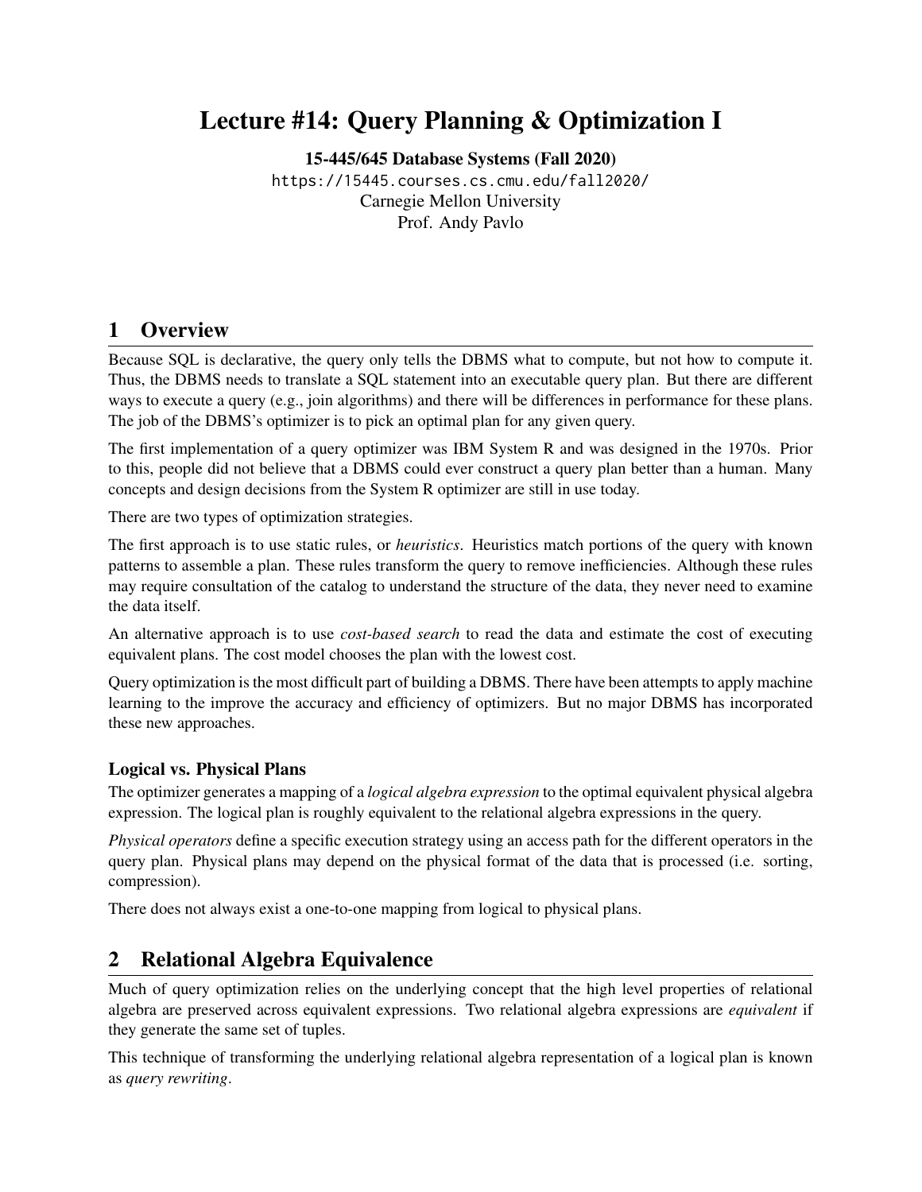# Lecture #14: Query Planning & Optimization I

**15-445/645 Database Systems (Fall 2020)**

https://15445.courses.cs.cmu.edu/fall2020/

Carnegie Mellon University

Prof. Andy Pavlo

## 1 Overview

Because SQL is declarative, the query only tells the DBMS what to compute, but not how to compute it. Thus, the DBMS needs to translate a SQL statement into an executable query plan. But there are different ways to execute a query (e.g., join algorithms) and there will be differences in performance for these plans. The job of the DBMS's optimizer is to pick an optimal plan for any given query.

The first implementation of a query optimizer was IBM System R and was designed in the 1970s. Prior to this, people did not believe that a DBMS could ever construct a query plan better than a human. Many concepts and design decisions from the System R optimizer are still in use today.

There are two types of optimization strategies.

The first approach is to use static rules, or *heuristics*. Heuristics match portions of the query with known patterns to assemble a plan. These rules transform the query to remove inefficiencies. Although these rules may require consultation of the catalog to understand the structure of the data, they never need to examine the data itself.

An alternative approach is to use *cost-based search* to read the data and estimate the cost of executing equivalent plans. The cost model chooses the plan with the lowest cost.

Query optimization is the most difficult part of building a DBMS. There have been attempts to apply machine learning to the improve the accuracy and efficiency of optimizers. But no major DBMS has incorporated these new approaches.

### Logical vs. Physical Plans

The optimizer generates a mapping of a *logical algebra expression* to the optimal equivalent physical algebra expression. The logical plan is roughly equivalent to the relational algebra expressions in the query.

*Physical operators* define a specific execution strategy using an access path for the different operators in the query plan. Physical plans may depend on the physical format of the data that is processed (i.e. sorting, compression).

There does not always exist a one-to-one mapping from logical to physical plans.

## 2 Relational Algebra Equivalence

Much of query optimization relies on the underlying concept that the high level properties of relational algebra are preserved across equivalent expressions. Two relational algebra expressions are *equivalent* if they generate the same set of tuples.

This technique of transforming the underlying relational algebra representation of a logical plan is known as *query rewriting*.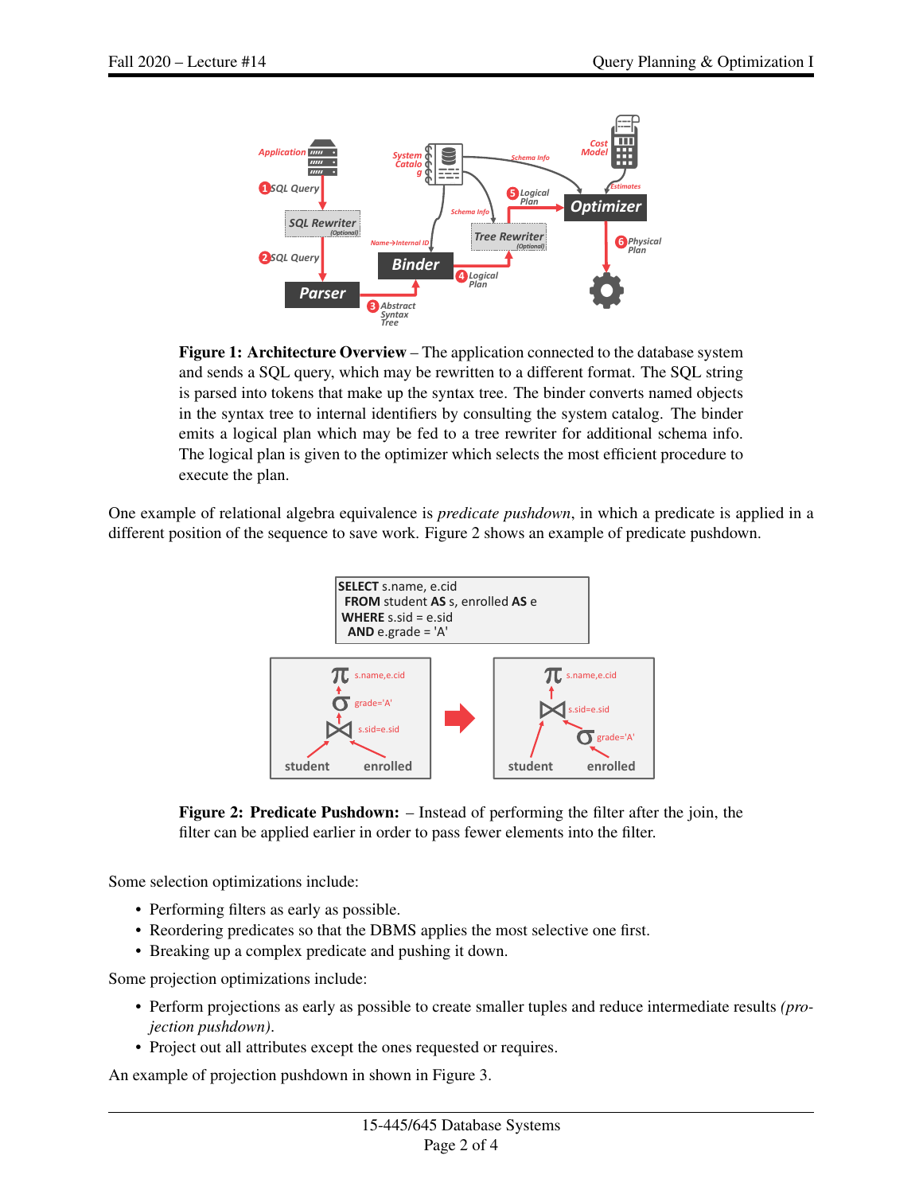**Figure 1: Architecture Overview** – The application connected to the database system and sends a SQL query, which may be rewritten to a different format. The SQL string is parsed into tokens that make up the syntax tree. The binder converts named objects in the syntax tree to internal identifiers by consulting the system catalog. The binder emits a logical plan which may be fed to a tree rewriter for additional schema info. The logical plan is given to the optimizer which selects the most efficient procedure to execute the plan.

One example of relational algebra equivalence is *predicate pushdown*, in which a predicate is applied in a different position of the sequence to save work. Figure 2 shows an example of predicate pushdown.

```
SELECT s.name, e.cid
  FROM student AS s, enrolled AS e
 WHERE s.sid = e.sid
   AND e.grade = 'A'
```

**Figure 2: Predicate Pushdown:** – Instead of performing the filter after the join, the filter can be applied earlier in order to pass fewer elements into the filter.

Some selection optimizations include:

- Performing filters as early as possible.
- Reordering predicates so that the DBMS applies the most selective one first.
- Breaking up a complex predicate and pushing it down.

Some projection optimizations include:

- Perform projections as early as possible to create smaller tuples and reduce intermediate results *(projection pushdown)*.
- Project out all attributes except the ones requested or requires.

An example of projection pushdown in shown in Figure 3.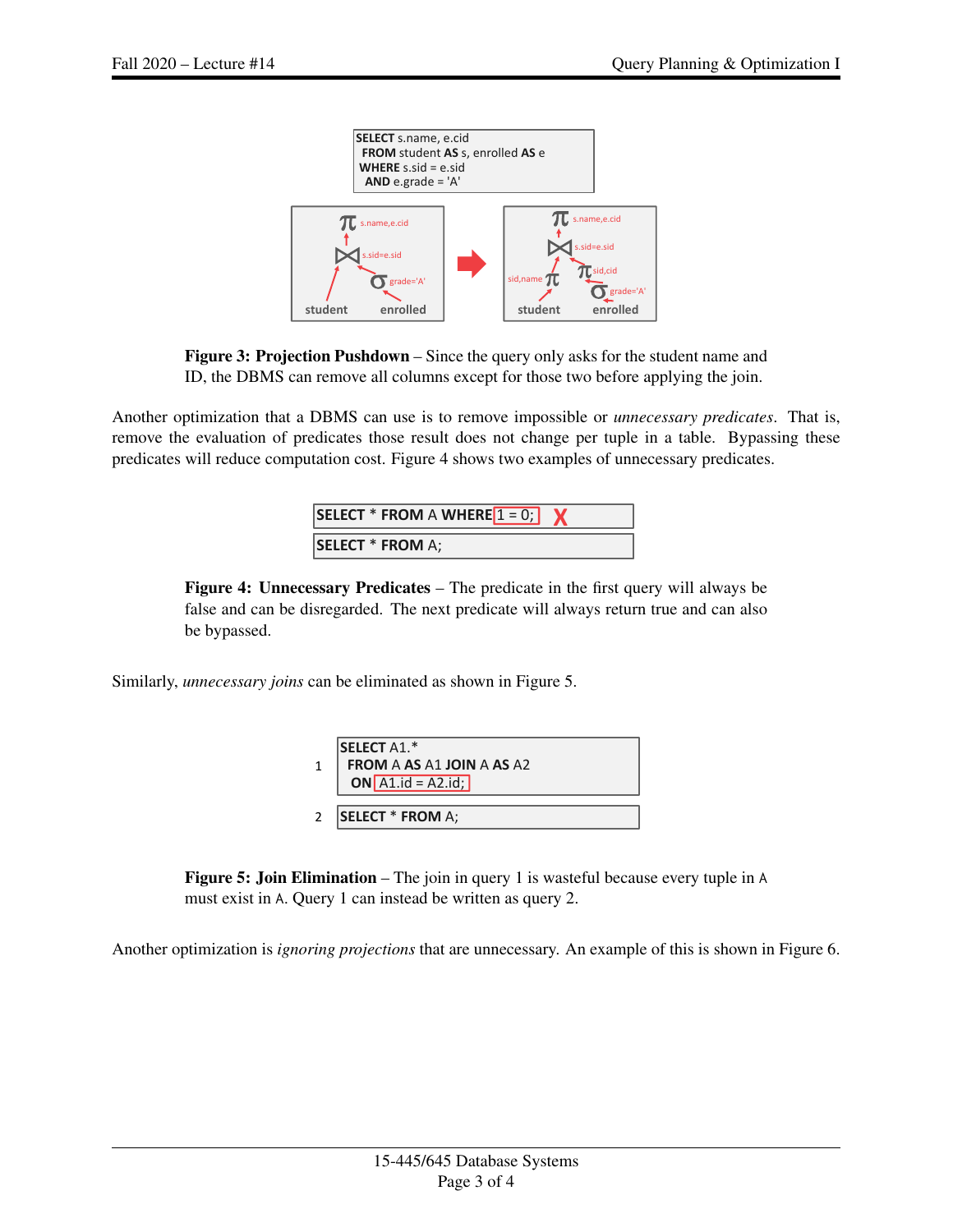```
SELECT s.name, e.cid
  FROM student AS s, enrolled AS e
 WHERE s.sid = e.sid
   AND e.grade = 'A'
```

**Figure 3: Projection Pushdown** – Since the query only asks for the student name and ID, the DBMS can remove all columns except for those two before applying the join.

Another optimization that a DBMS can use is to remove impossible or *unnecessary predicates*. That is, remove the evaluation of predicates those result does not change per tuple in a table. Bypassing these predicates will reduce computation cost. Figure 4 shows two examples of unnecessary predicates.

```
SELECT * FROM A WHERE 1 = 0;
```

```
SELECT * FROM A;
```

**Figure 4: Unnecessary Predicates** – The predicate in the first query will always be false and can be disregarded. The next predicate will always return true and can also be bypassed.

Similarly, *unnecessary joins* can be eliminated as shown in Figure 5.

```
1   SELECT A1.*
      FROM A AS A1 JOIN A AS A2
        ON A1.id = A2.id;

2   SELECT * FROM A;
```

**Figure 5: Join Elimination** – The join in query 1 is wasteful because every tuple in A must exist in A. Query 1 can instead be written as query 2.

Another optimization is *ignoring projections* that are unnecessary. An example of this is shown in Figure 6.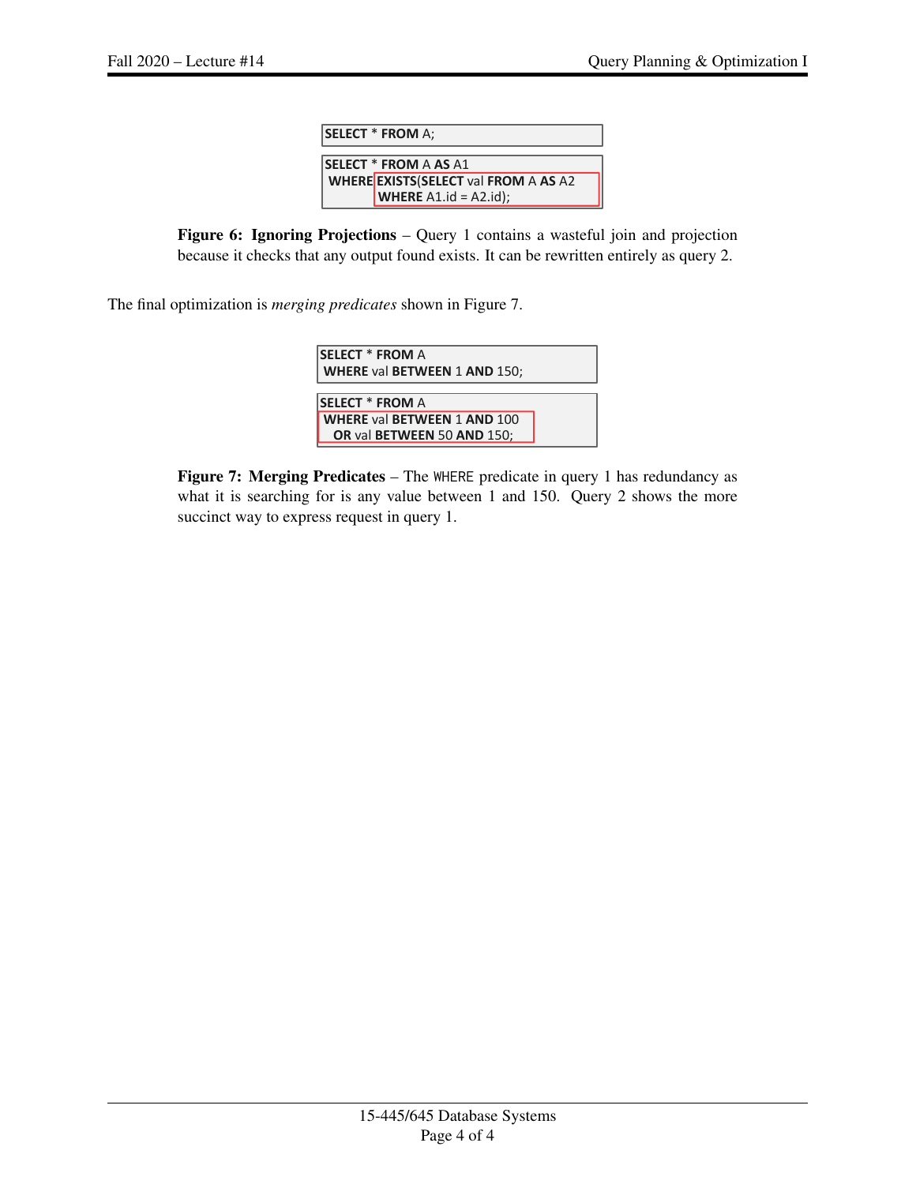```sql
SELECT * FROM A;
```

```sql
SELECT * FROM A AS A1
 WHERE EXISTS(SELECT val FROM A AS A2
   WHERE A1.id = A2.id);
```

**Figure 6: Ignoring Projections** – Query 1 contains a wasteful join and projection because it checks that any output found exists. It can be rewritten entirely as query 2.

The final optimization is *merging predicates* shown in Figure 7.

```sql
SELECT * FROM A
 WHERE val BETWEEN 1 AND 150;
```

```sql
SELECT * FROM A
 WHERE val BETWEEN 1 AND 100
   OR val BETWEEN 50 AND 150;
```

**Figure 7: Merging Predicates** – The `WHERE` predicate in query 1 has redundancy as what it is searching for is any value between 1 and 150. Query 2 shows the more succinct way to express request in query 1.